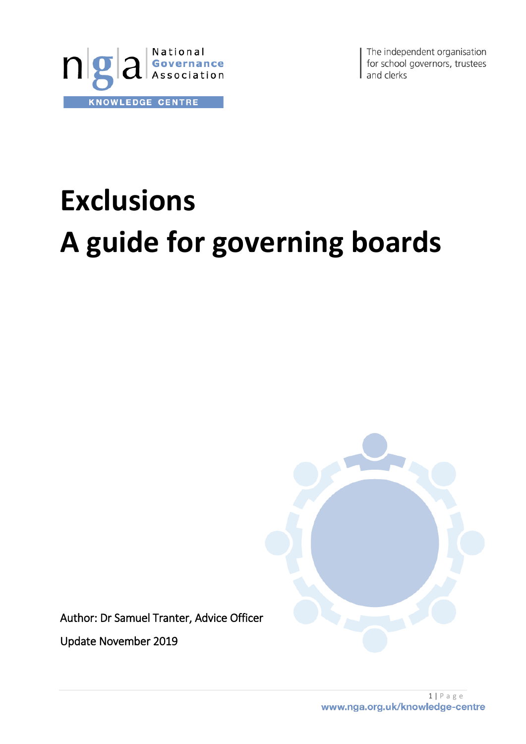National Governance Association

KNOWLEDGE CENTRE

The independent organisation for school governors, trustees and clerks

# Exclusions

# A guide for governing boards

Author: Dr Samuel Tranter, Advice Officer

Update November 2019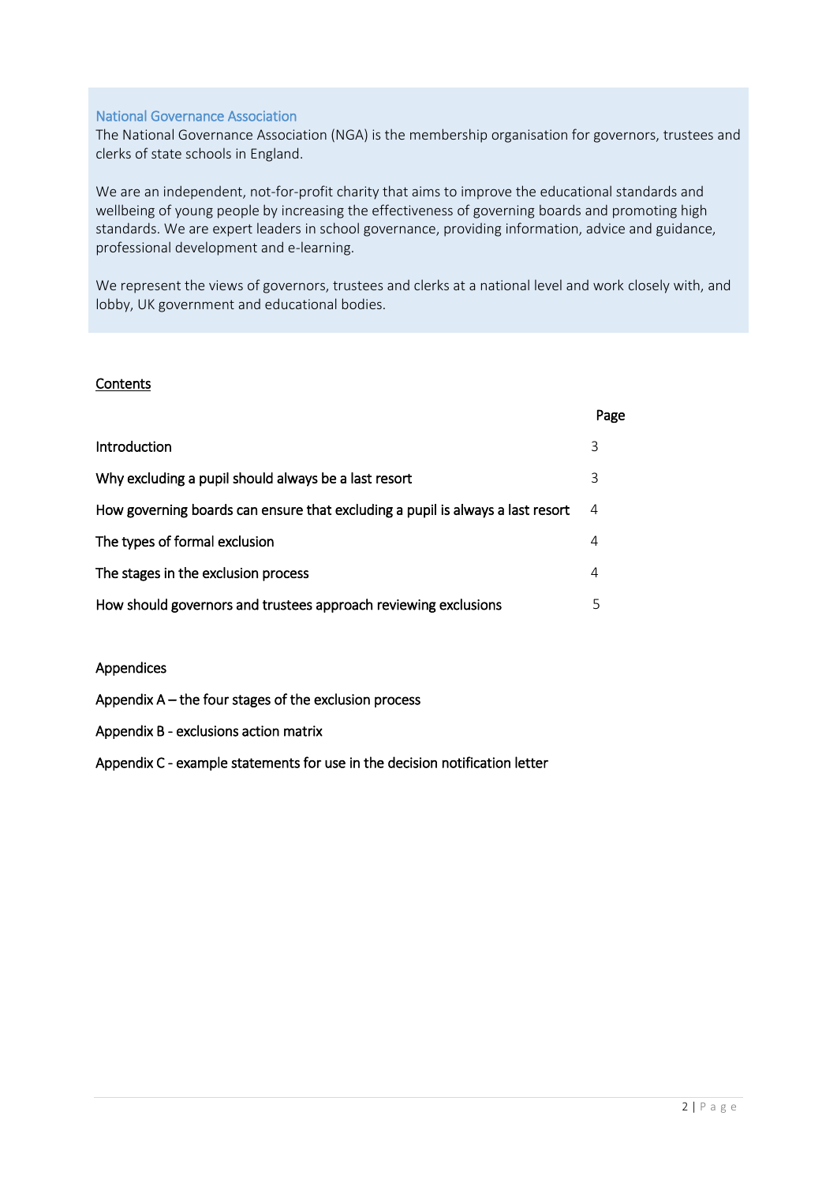## National Governance Association

The National Governance Association (NGA) is the membership organisation for governors, trustees and clerks of state schools in England.

We are an independent, not-for-profit charity that aims to improve the educational standards and wellbeing of young people by increasing the effectiveness of governing boards and promoting high standards. We are expert leaders in school governance, providing information, advice and guidance, professional development and e-learning.

We represent the views of governors, trustees and clerks at a national level and work closely with, and lobby, UK government and educational bodies.

## Contents

| | Page |
|---|---|
| Introduction | 3 |
| Why excluding a pupil should always be a last resort | 3 |
| How governing boards can ensure that excluding a pupil is always a last resort | 4 |
| The types of formal exclusion | 4 |
| The stages in the exclusion process | 4 |
| How should governors and trustees approach reviewing exclusions | 5 |

Appendices

Appendix A – the four stages of the exclusion process

Appendix B - exclusions action matrix

Appendix C - example statements for use in the decision notification letter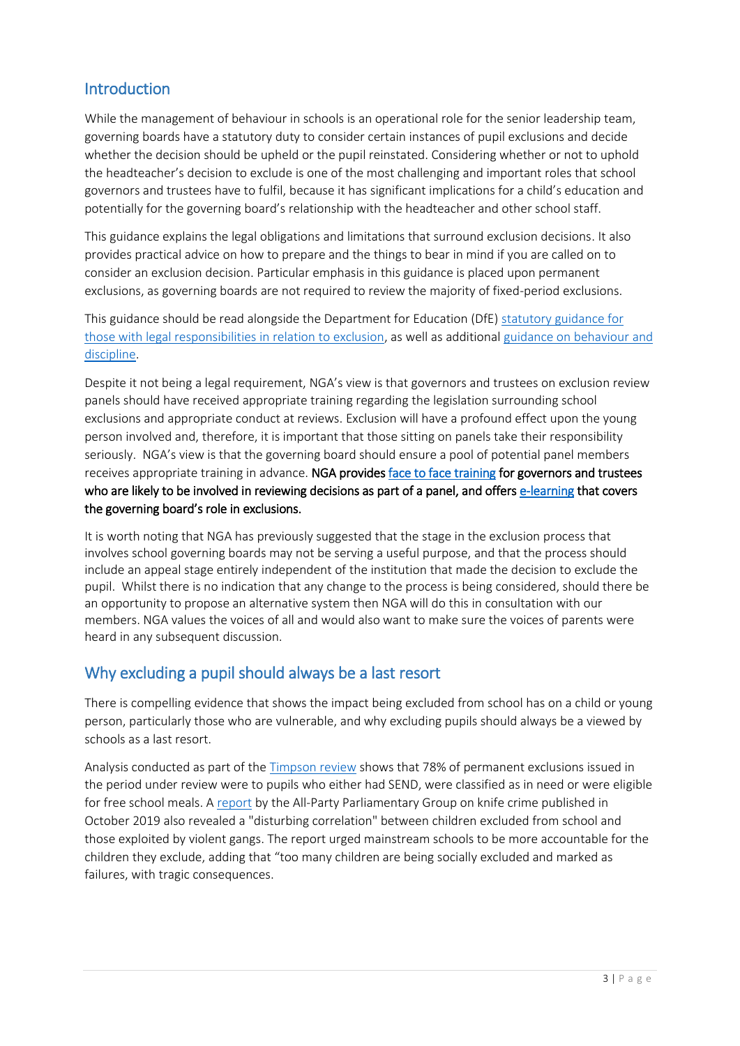## Introduction

While the management of behaviour in schools is an operational role for the senior leadership team, governing boards have a statutory duty to consider certain instances of pupil exclusions and decide whether the decision should be upheld or the pupil reinstated. Considering whether or not to uphold the headteacher's decision to exclude is one of the most challenging and important roles that school governors and trustees have to fulfil, because it has significant implications for a child's education and potentially for the governing board's relationship with the headteacher and other school staff.

This guidance explains the legal obligations and limitations that surround exclusion decisions. It also provides practical advice on how to prepare and the things to bear in mind if you are called on to consider an exclusion decision. Particular emphasis in this guidance is placed upon permanent exclusions, as governing boards are not required to review the majority of fixed-period exclusions.

This guidance should be read alongside the Department for Education (DfE) statutory guidance for those with legal responsibilities in relation to exclusion, as well as additional guidance on behaviour and discipline.

Despite it not being a legal requirement, NGA's view is that governors and trustees on exclusion review panels should have received appropriate training regarding the legislation surrounding school exclusions and appropriate conduct at reviews. Exclusion will have a profound effect upon the young person involved and, therefore, it is important that those sitting on panels take their responsibility seriously. NGA's view is that the governing board should ensure a pool of potential panel members receives appropriate training in advance. **NGA provides face to face training for governors and trustees who are likely to be involved in reviewing decisions as part of a panel, and offers e-learning that covers the governing board's role in exclusions.**

It is worth noting that NGA has previously suggested that the stage in the exclusion process that involves school governing boards may not be serving a useful purpose, and that the process should include an appeal stage entirely independent of the institution that made the decision to exclude the pupil. Whilst there is no indication that any change to the process is being considered, should there be an opportunity to propose an alternative system then NGA will do this in consultation with our members. NGA values the voices of all and would also want to make sure the voices of parents were heard in any subsequent discussion.

## Why excluding a pupil should always be a last resort

There is compelling evidence that shows the impact being excluded from school has on a child or young person, particularly those who are vulnerable, and why excluding pupils should always be a viewed by schools as a last resort.

Analysis conducted as part of the Timpson review shows that 78% of permanent exclusions issued in the period under review were to pupils who either had SEND, were classified as in need or were eligible for free school meals. A report by the All-Party Parliamentary Group on knife crime published in October 2019 also revealed a "disturbing correlation" between children excluded from school and those exploited by violent gangs. The report urged mainstream schools to be more accountable for the children they exclude, adding that "too many children are being socially excluded and marked as failures, with tragic consequences.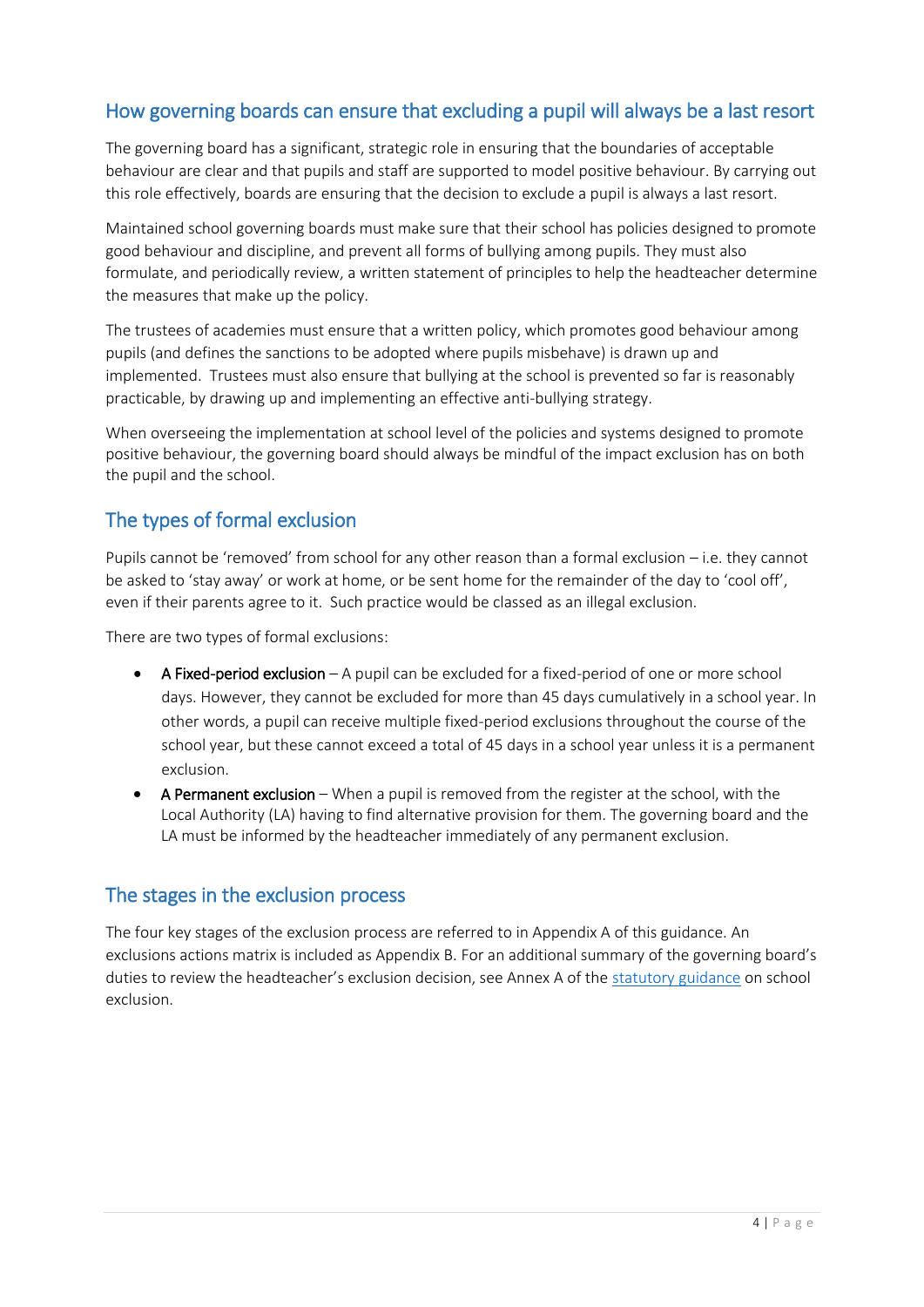## How governing boards can ensure that excluding a pupil will always be a last resort

The governing board has a significant, strategic role in ensuring that the boundaries of acceptable behaviour are clear and that pupils and staff are supported to model positive behaviour. By carrying out this role effectively, boards are ensuring that the decision to exclude a pupil is always a last resort.

Maintained school governing boards must make sure that their school has policies designed to promote good behaviour and discipline, and prevent all forms of bullying among pupils. They must also formulate, and periodically review, a written statement of principles to help the headteacher determine the measures that make up the policy.

The trustees of academies must ensure that a written policy, which promotes good behaviour among pupils (and defines the sanctions to be adopted where pupils misbehave) is drawn up and implemented. Trustees must also ensure that bullying at the school is prevented so far is reasonably practicable, by drawing up and implementing an effective anti-bullying strategy.

When overseeing the implementation at school level of the policies and systems designed to promote positive behaviour, the governing board should always be mindful of the impact exclusion has on both the pupil and the school.

## The types of formal exclusion

Pupils cannot be 'removed' from school for any other reason than a formal exclusion – i.e. they cannot be asked to 'stay away' or work at home, or be sent home for the remainder of the day to 'cool off', even if their parents agree to it. Such practice would be classed as an illegal exclusion.

There are two types of formal exclusions:

- **A Fixed-period exclusion** – A pupil can be excluded for a fixed-period of one or more school days. However, they cannot be excluded for more than 45 days cumulatively in a school year. In other words, a pupil can receive multiple fixed-period exclusions throughout the course of the school year, but these cannot exceed a total of 45 days in a school year unless it is a permanent exclusion.
- **A Permanent exclusion** – When a pupil is removed from the register at the school, with the Local Authority (LA) having to find alternative provision for them. The governing board and the LA must be informed by the headteacher immediately of any permanent exclusion.

## The stages in the exclusion process

The four key stages of the exclusion process are referred to in Appendix A of this guidance. An exclusions actions matrix is included as Appendix B. For an additional summary of the governing board's duties to review the headteacher's exclusion decision, see Annex A of the statutory guidance on school exclusion.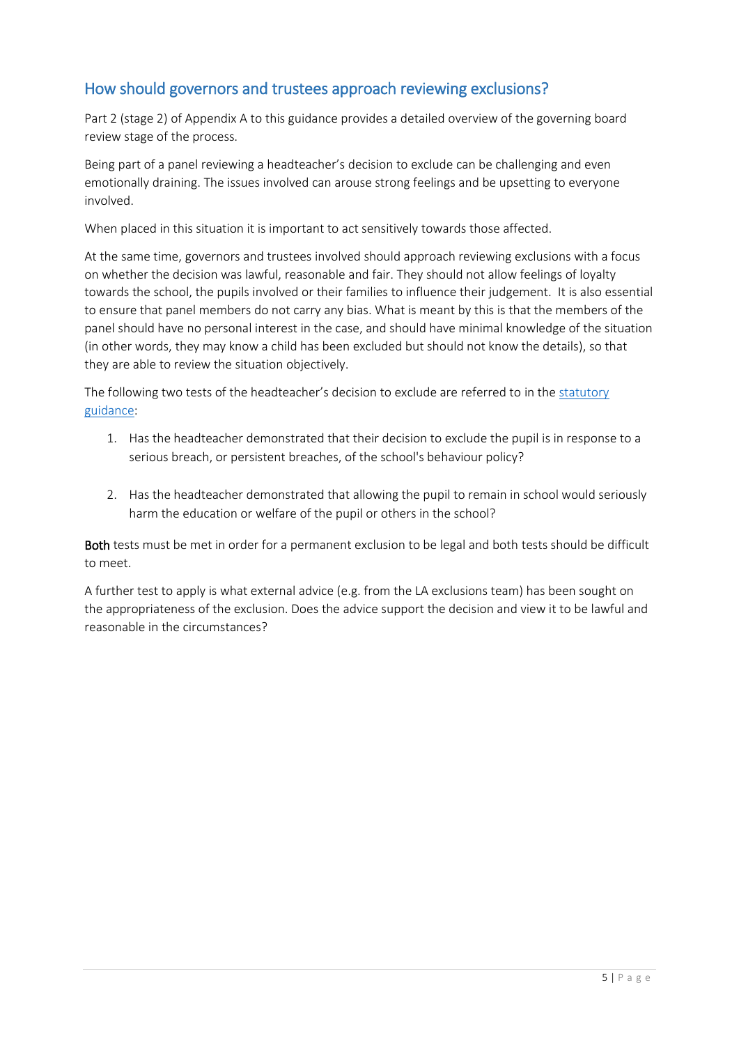## How should governors and trustees approach reviewing exclusions?

Part 2 (stage 2) of Appendix A to this guidance provides a detailed overview of the governing board review stage of the process.

Being part of a panel reviewing a headteacher's decision to exclude can be challenging and even emotionally draining. The issues involved can arouse strong feelings and be upsetting to everyone involved.

When placed in this situation it is important to act sensitively towards those affected.

At the same time, governors and trustees involved should approach reviewing exclusions with a focus on whether the decision was lawful, reasonable and fair. They should not allow feelings of loyalty towards the school, the pupils involved or their families to influence their judgement. It is also essential to ensure that panel members do not carry any bias. What is meant by this is that the members of the panel should have no personal interest in the case, and should have minimal knowledge of the situation (in other words, they may know a child has been excluded but should not know the details), so that they are able to review the situation objectively.

The following two tests of the headteacher's decision to exclude are referred to in the statutory guidance:

1. Has the headteacher demonstrated that their decision to exclude the pupil is in response to a serious breach, or persistent breaches, of the school's behaviour policy?

2. Has the headteacher demonstrated that allowing the pupil to remain in school would seriously harm the education or welfare of the pupil or others in the school?

**Both** tests must be met in order for a permanent exclusion to be legal and both tests should be difficult to meet.

A further test to apply is what external advice (e.g. from the LA exclusions team) has been sought on the appropriateness of the exclusion. Does the advice support the decision and view it to be lawful and reasonable in the circumstances?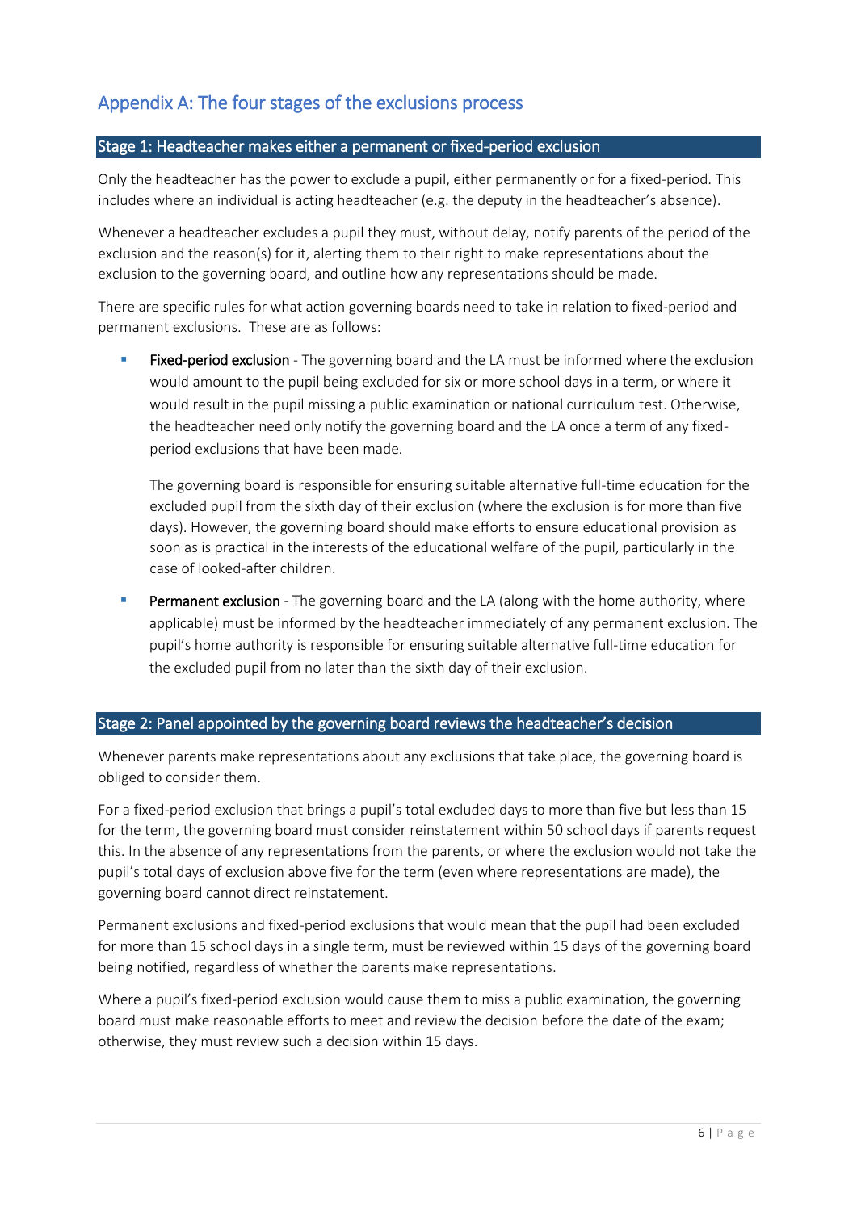## Appendix A: The four stages of the exclusions process

### Stage 1: Headteacher makes either a permanent or fixed-period exclusion

Only the headteacher has the power to exclude a pupil, either permanently or for a fixed-period. This includes where an individual is acting headteacher (e.g. the deputy in the headteacher's absence).

Whenever a headteacher excludes a pupil they must, without delay, notify parents of the period of the exclusion and the reason(s) for it, alerting them to their right to make representations about the exclusion to the governing board, and outline how any representations should be made.

There are specific rules for what action governing boards need to take in relation to fixed-period and permanent exclusions. These are as follows:

- **Fixed-period exclusion** - The governing board and the LA must be informed where the exclusion would amount to the pupil being excluded for six or more school days in a term, or where it would result in the pupil missing a public examination or national curriculum test. Otherwise, the headteacher need only notify the governing board and the LA once a term of any fixed-period exclusions that have been made.

  The governing board is responsible for ensuring suitable alternative full-time education for the excluded pupil from the sixth day of their exclusion (where the exclusion is for more than five days). However, the governing board should make efforts to ensure educational provision as soon as is practical in the interests of the educational welfare of the pupil, particularly in the case of looked-after children.

- **Permanent exclusion** - The governing board and the LA (along with the home authority, where applicable) must be informed by the headteacher immediately of any permanent exclusion. The pupil's home authority is responsible for ensuring suitable alternative full-time education for the excluded pupil from no later than the sixth day of their exclusion.

### Stage 2: Panel appointed by the governing board reviews the headteacher's decision

Whenever parents make representations about any exclusions that take place, the governing board is obliged to consider them.

For a fixed-period exclusion that brings a pupil's total excluded days to more than five but less than 15 for the term, the governing board must consider reinstatement within 50 school days if parents request this. In the absence of any representations from the parents, or where the exclusion would not take the pupil's total days of exclusion above five for the term (even where representations are made), the governing board cannot direct reinstatement.

Permanent exclusions and fixed-period exclusions that would mean that the pupil had been excluded for more than 15 school days in a single term, must be reviewed within 15 days of the governing board being notified, regardless of whether the parents make representations.

Where a pupil's fixed-period exclusion would cause them to miss a public examination, the governing board must make reasonable efforts to meet and review the decision before the date of the exam; otherwise, they must review such a decision within 15 days.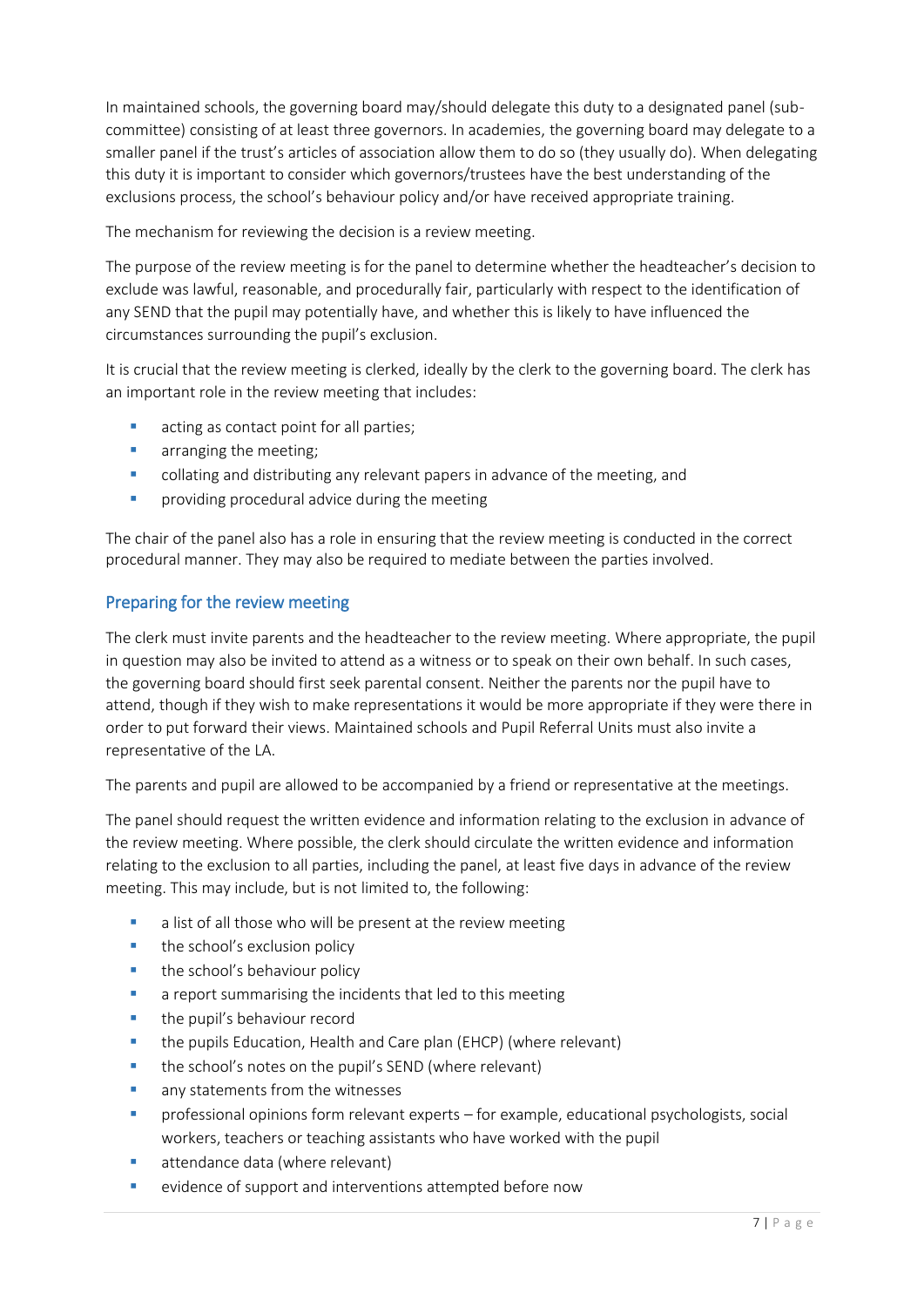In maintained schools, the governing board may/should delegate this duty to a designated panel (sub-committee) consisting of at least three governors. In academies, the governing board may delegate to a smaller panel if the trust's articles of association allow them to do so (they usually do). When delegating this duty it is important to consider which governors/trustees have the best understanding of the exclusions process, the school's behaviour policy and/or have received appropriate training.

The mechanism for reviewing the decision is a review meeting.

The purpose of the review meeting is for the panel to determine whether the headteacher's decision to exclude was lawful, reasonable, and procedurally fair, particularly with respect to the identification of any SEND that the pupil may potentially have, and whether this is likely to have influenced the circumstances surrounding the pupil's exclusion.

It is crucial that the review meeting is clerked, ideally by the clerk to the governing board. The clerk has an important role in the review meeting that includes:

- acting as contact point for all parties;
- arranging the meeting;
- collating and distributing any relevant papers in advance of the meeting, and
- providing procedural advice during the meeting

The chair of the panel also has a role in ensuring that the review meeting is conducted in the correct procedural manner. They may also be required to mediate between the parties involved.

## Preparing for the review meeting

The clerk must invite parents and the headteacher to the review meeting. Where appropriate, the pupil in question may also be invited to attend as a witness or to speak on their own behalf. In such cases, the governing board should first seek parental consent. Neither the parents nor the pupil have to attend, though if they wish to make representations it would be more appropriate if they were there in order to put forward their views. Maintained schools and Pupil Referral Units must also invite a representative of the LA.

The parents and pupil are allowed to be accompanied by a friend or representative at the meetings.

The panel should request the written evidence and information relating to the exclusion in advance of the review meeting. Where possible, the clerk should circulate the written evidence and information relating to the exclusion to all parties, including the panel, at least five days in advance of the review meeting. This may include, but is not limited to, the following:

- a list of all those who will be present at the review meeting
- the school's exclusion policy
- the school's behaviour policy
- a report summarising the incidents that led to this meeting
- the pupil's behaviour record
- the pupils Education, Health and Care plan (EHCP) (where relevant)
- the school's notes on the pupil's SEND (where relevant)
- any statements from the witnesses
- professional opinions form relevant experts – for example, educational psychologists, social workers, teachers or teaching assistants who have worked with the pupil
- attendance data (where relevant)
- evidence of support and interventions attempted before now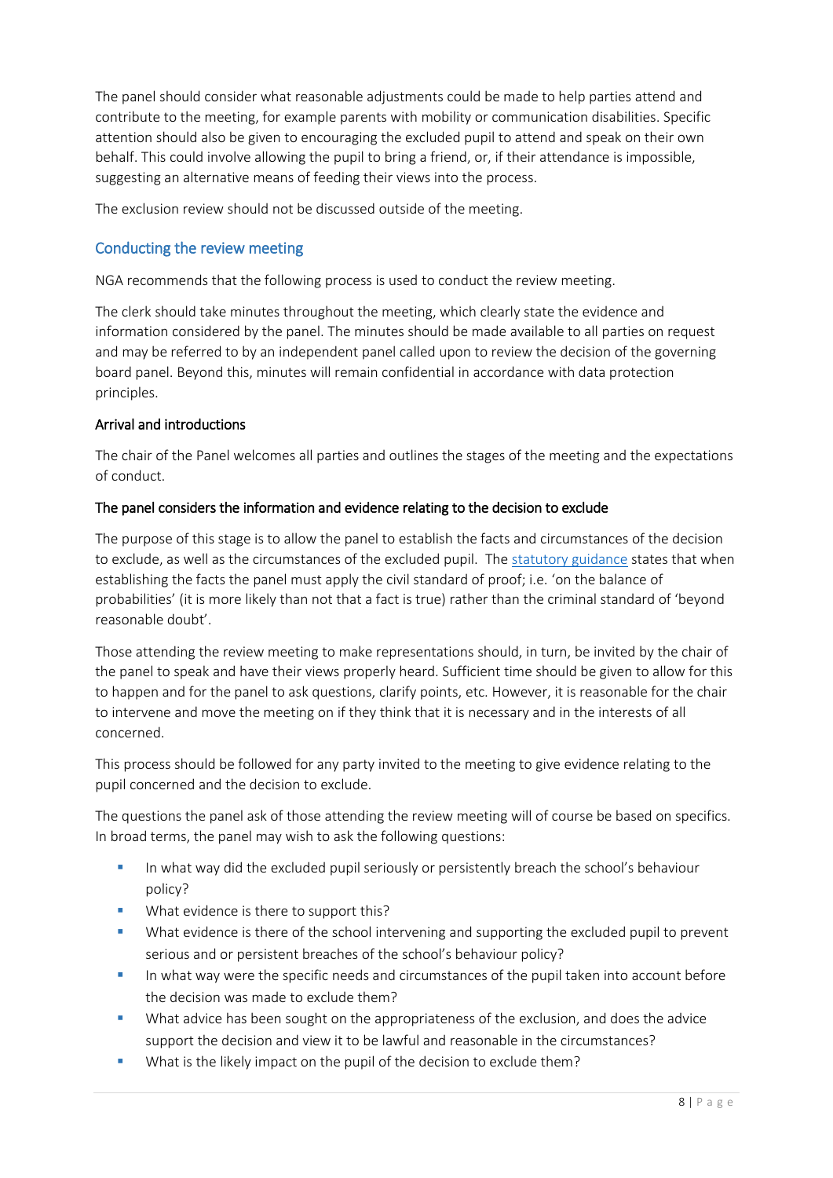The panel should consider what reasonable adjustments could be made to help parties attend and contribute to the meeting, for example parents with mobility or communication disabilities. Specific attention should also be given to encouraging the excluded pupil to attend and speak on their own behalf. This could involve allowing the pupil to bring a friend, or, if their attendance is impossible, suggesting an alternative means of feeding their views into the process.

The exclusion review should not be discussed outside of the meeting.

## Conducting the review meeting

NGA recommends that the following process is used to conduct the review meeting.

The clerk should take minutes throughout the meeting, which clearly state the evidence and information considered by the panel. The minutes should be made available to all parties on request and may be referred to by an independent panel called upon to review the decision of the governing board panel. Beyond this, minutes will remain confidential in accordance with data protection principles.

### Arrival and introductions

The chair of the Panel welcomes all parties and outlines the stages of the meeting and the expectations of conduct.

### The panel considers the information and evidence relating to the decision to exclude

The purpose of this stage is to allow the panel to establish the facts and circumstances of the decision to exclude, as well as the circumstances of the excluded pupil. The statutory guidance states that when establishing the facts the panel must apply the civil standard of proof; i.e. 'on the balance of probabilities' (it is more likely than not that a fact is true) rather than the criminal standard of 'beyond reasonable doubt'.

Those attending the review meeting to make representations should, in turn, be invited by the chair of the panel to speak and have their views properly heard. Sufficient time should be given to allow for this to happen and for the panel to ask questions, clarify points, etc. However, it is reasonable for the chair to intervene and move the meeting on if they think that it is necessary and in the interests of all concerned.

This process should be followed for any party invited to the meeting to give evidence relating to the pupil concerned and the decision to exclude.

The questions the panel ask of those attending the review meeting will of course be based on specifics. In broad terms, the panel may wish to ask the following questions:

- In what way did the excluded pupil seriously or persistently breach the school's behaviour policy?
- What evidence is there to support this?
- What evidence is there of the school intervening and supporting the excluded pupil to prevent serious and or persistent breaches of the school's behaviour policy?
- In what way were the specific needs and circumstances of the pupil taken into account before the decision was made to exclude them?
- What advice has been sought on the appropriateness of the exclusion, and does the advice support the decision and view it to be lawful and reasonable in the circumstances?
- What is the likely impact on the pupil of the decision to exclude them?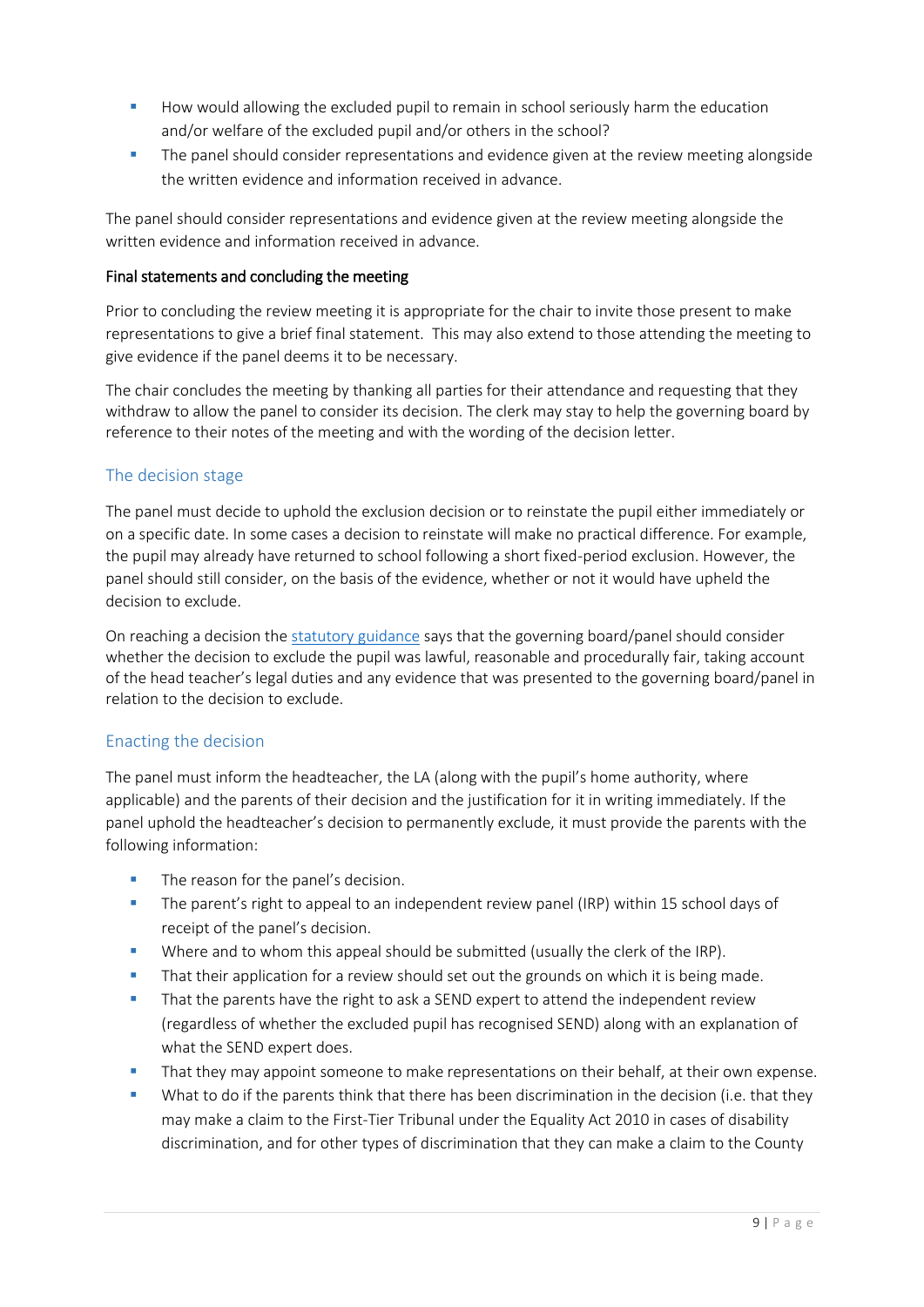- How would allowing the excluded pupil to remain in school seriously harm the education and/or welfare of the excluded pupil and/or others in the school?
- The panel should consider representations and evidence given at the review meeting alongside the written evidence and information received in advance.

The panel should consider representations and evidence given at the review meeting alongside the written evidence and information received in advance.

**Final statements and concluding the meeting**

Prior to concluding the review meeting it is appropriate for the chair to invite those present to make representations to give a brief final statement. This may also extend to those attending the meeting to give evidence if the panel deems it to be necessary.

The chair concludes the meeting by thanking all parties for their attendance and requesting that they withdraw to allow the panel to consider its decision. The clerk may stay to help the governing board by reference to their notes of the meeting and with the wording of the decision letter.

## The decision stage

The panel must decide to uphold the exclusion decision or to reinstate the pupil either immediately or on a specific date. In some cases a decision to reinstate will make no practical difference. For example, the pupil may already have returned to school following a short fixed-period exclusion. However, the panel should still consider, on the basis of the evidence, whether or not it would have upheld the decision to exclude.

On reaching a decision the statutory guidance says that the governing board/panel should consider whether the decision to exclude the pupil was lawful, reasonable and procedurally fair, taking account of the head teacher's legal duties and any evidence that was presented to the governing board/panel in relation to the decision to exclude.

## Enacting the decision

The panel must inform the headteacher, the LA (along with the pupil's home authority, where applicable) and the parents of their decision and the justification for it in writing immediately. If the panel uphold the headteacher's decision to permanently exclude, it must provide the parents with the following information:

- The reason for the panel's decision.
- The parent's right to appeal to an independent review panel (IRP) within 15 school days of receipt of the panel's decision.
- Where and to whom this appeal should be submitted (usually the clerk of the IRP).
- That their application for a review should set out the grounds on which it is being made.
- That the parents have the right to ask a SEND expert to attend the independent review (regardless of whether the excluded pupil has recognised SEND) along with an explanation of what the SEND expert does.
- That they may appoint someone to make representations on their behalf, at their own expense.
- What to do if the parents think that there has been discrimination in the decision (i.e. that they may make a claim to the First-Tier Tribunal under the Equality Act 2010 in cases of disability discrimination, and for other types of discrimination that they can make a claim to the County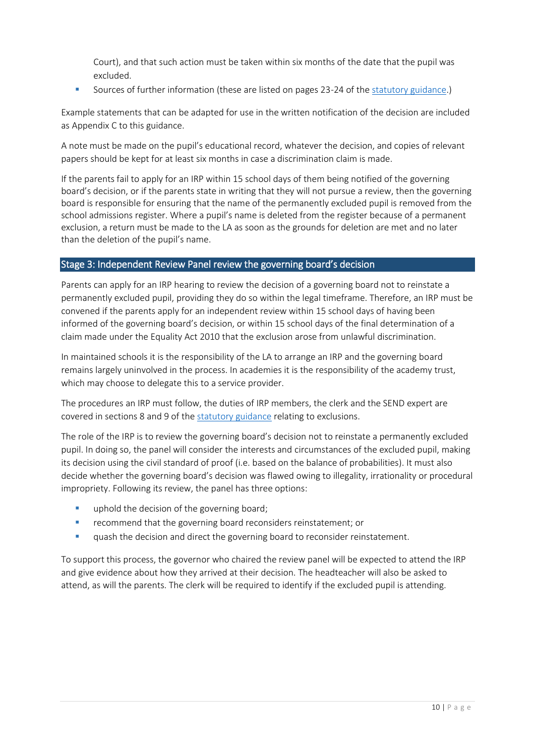Court), and that such action must be taken within six months of the date that the pupil was excluded.

- Sources of further information (these are listed on pages 23-24 of the statutory guidance.)

Example statements that can be adapted for use in the written notification of the decision are included as Appendix C to this guidance.

A note must be made on the pupil's educational record, whatever the decision, and copies of relevant papers should be kept for at least six months in case a discrimination claim is made.

If the parents fail to apply for an IRP within 15 school days of them being notified of the governing board's decision, or if the parents state in writing that they will not pursue a review, then the governing board is responsible for ensuring that the name of the permanently excluded pupil is removed from the school admissions register. Where a pupil's name is deleted from the register because of a permanent exclusion, a return must be made to the LA as soon as the grounds for deletion are met and no later than the deletion of the pupil's name.

## Stage 3: Independent Review Panel review the governing board's decision

Parents can apply for an IRP hearing to review the decision of a governing board not to reinstate a permanently excluded pupil, providing they do so within the legal timeframe. Therefore, an IRP must be convened if the parents apply for an independent review within 15 school days of having been informed of the governing board's decision, or within 15 school days of the final determination of a claim made under the Equality Act 2010 that the exclusion arose from unlawful discrimination.

In maintained schools it is the responsibility of the LA to arrange an IRP and the governing board remains largely uninvolved in the process. In academies it is the responsibility of the academy trust, which may choose to delegate this to a service provider.

The procedures an IRP must follow, the duties of IRP members, the clerk and the SEND expert are covered in sections 8 and 9 of the statutory guidance relating to exclusions.

The role of the IRP is to review the governing board's decision not to reinstate a permanently excluded pupil. In doing so, the panel will consider the interests and circumstances of the excluded pupil, making its decision using the civil standard of proof (i.e. based on the balance of probabilities). It must also decide whether the governing board's decision was flawed owing to illegality, irrationality or procedural impropriety. Following its review, the panel has three options:

- uphold the decision of the governing board;
- recommend that the governing board reconsiders reinstatement; or
- quash the decision and direct the governing board to reconsider reinstatement.

To support this process, the governor who chaired the review panel will be expected to attend the IRP and give evidence about how they arrived at their decision. The headteacher will also be asked to attend, as will the parents. The clerk will be required to identify if the excluded pupil is attending.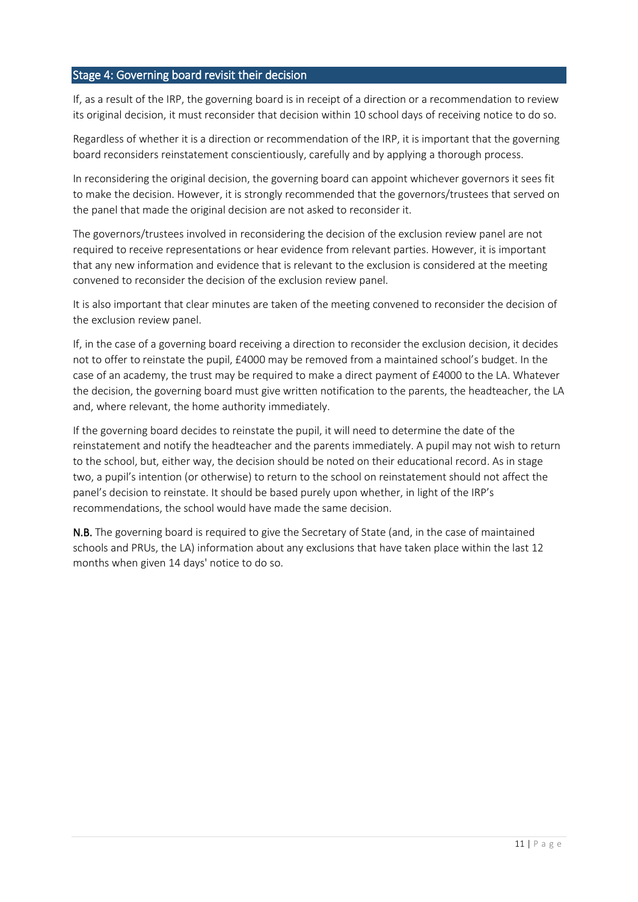## Stage 4: Governing board revisit their decision

If, as a result of the IRP, the governing board is in receipt of a direction or a recommendation to review its original decision, it must reconsider that decision within 10 school days of receiving notice to do so.

Regardless of whether it is a direction or recommendation of the IRP, it is important that the governing board reconsiders reinstatement conscientiously, carefully and by applying a thorough process.

In reconsidering the original decision, the governing board can appoint whichever governors it sees fit to make the decision. However, it is strongly recommended that the governors/trustees that served on the panel that made the original decision are not asked to reconsider it.

The governors/trustees involved in reconsidering the decision of the exclusion review panel are not required to receive representations or hear evidence from relevant parties. However, it is important that any new information and evidence that is relevant to the exclusion is considered at the meeting convened to reconsider the decision of the exclusion review panel.

It is also important that clear minutes are taken of the meeting convened to reconsider the decision of the exclusion review panel.

If, in the case of a governing board receiving a direction to reconsider the exclusion decision, it decides not to offer to reinstate the pupil, £4000 may be removed from a maintained school's budget. In the case of an academy, the trust may be required to make a direct payment of £4000 to the LA. Whatever the decision, the governing board must give written notification to the parents, the headteacher, the LA and, where relevant, the home authority immediately.

If the governing board decides to reinstate the pupil, it will need to determine the date of the reinstatement and notify the headteacher and the parents immediately. A pupil may not wish to return to the school, but, either way, the decision should be noted on their educational record. As in stage two, a pupil's intention (or otherwise) to return to the school on reinstatement should not affect the panel's decision to reinstate. It should be based purely upon whether, in light of the IRP's recommendations, the school would have made the same decision.

**N.B.** The governing board is required to give the Secretary of State (and, in the case of maintained schools and PRUs, the LA) information about any exclusions that have taken place within the last 12 months when given 14 days' notice to do so.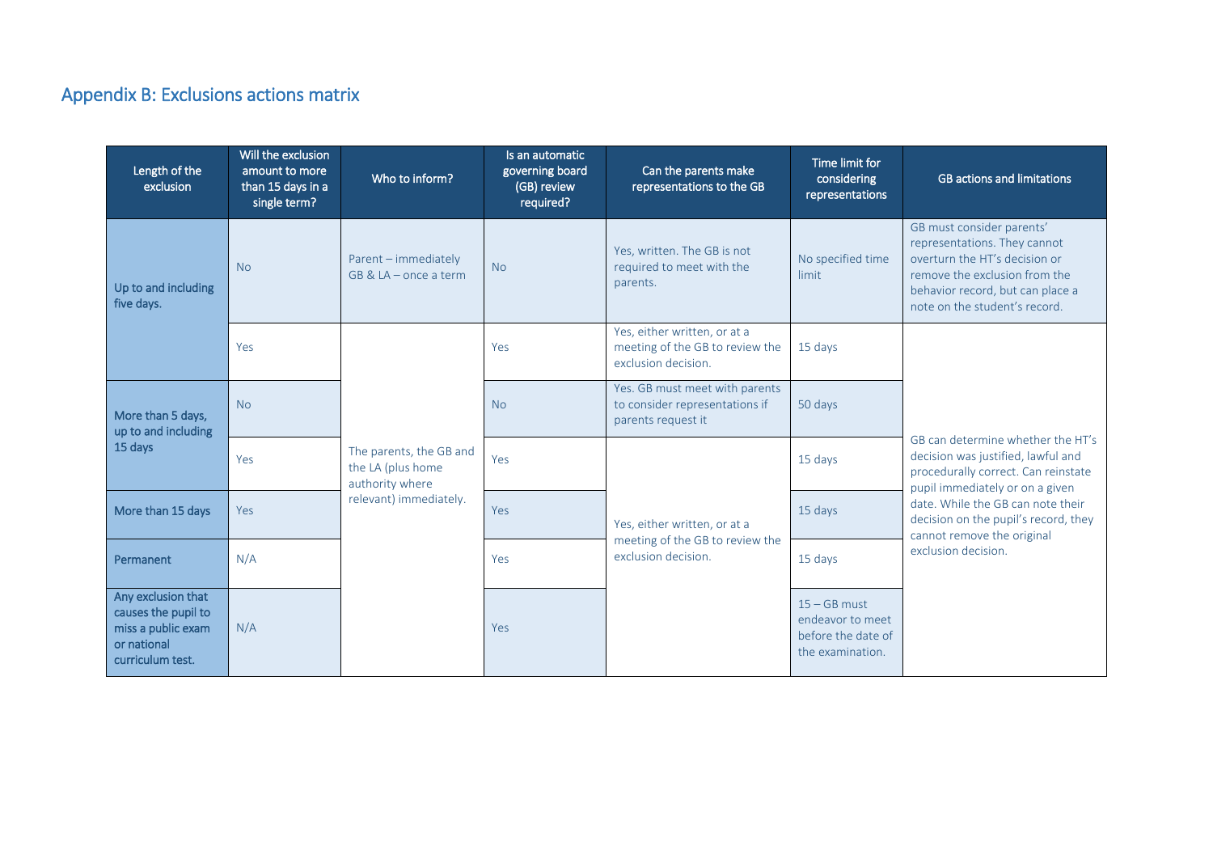## Appendix B: Exclusions actions matrix

| Length of the exclusion | Will the exclusion amount to more than 15 days in a single term? | Who to inform? | Is an automatic governing board (GB) review required? | Can the parents make representations to the GB | Time limit for considering representations | GB actions and limitations |
|---|---|---|---|---|---|---|
| Up to and including five days. | No | Parent – immediately<br>GB & LA – once a term | No | Yes, written. The GB is not required to meet with the parents. | No specified time limit | GB must consider parents' representations. They cannot overturn the HT's decision or remove the exclusion from the behavior record, but can place a note on the student's record. |
| | Yes | The parents, the GB and the LA (plus home authority where relevant) immediately. | Yes | Yes, either written, or at a meeting of the GB to review the exclusion decision. | 15 days | GB can determine whether the HT's decision was justified, lawful and procedurally correct. Can reinstate pupil immediately or on a given date. While the GB can note their decision on the pupil's record, they cannot remove the original exclusion decision. |
| More than 5 days, up to and including 15 days | No | | No | Yes. GB must meet with parents to consider representations if parents request it | 50 days | |
| | Yes | | Yes | Yes, either written, or at a meeting of the GB to review the exclusion decision. | 15 days | |
| More than 15 days | Yes | | Yes | | 15 days | |
| Permanent | N/A | | Yes | | 15 days | |
| Any exclusion that causes the pupil to miss a public exam or national curriculum test. | N/A | | Yes | | 15 – GB must endeavor to meet before the date of the examination. | |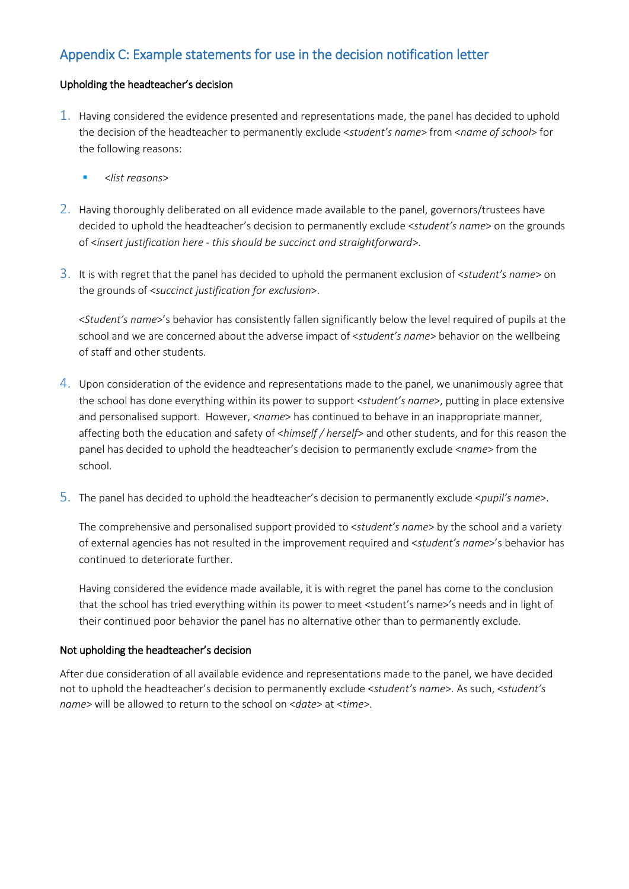## Appendix C: Example statements for use in the decision notification letter

### Upholding the headteacher's decision

1. Having considered the evidence presented and representations made, the panel has decided to uphold the decision of the headteacher to permanently exclude <*student's name*> from <*name of school*> for the following reasons:

   - <*list reasons*>

2. Having thoroughly deliberated on all evidence made available to the panel, governors/trustees have decided to uphold the headteacher's decision to permanently exclude <*student's name*> on the grounds of <*insert justification here - this should be succinct and straightforward*>.

3. It is with regret that the panel has decided to uphold the permanent exclusion of <*student's name*> on the grounds of <*succinct justification for exclusion*>.

   <*Student's name*>'s behavior has consistently fallen significantly below the level required of pupils at the school and we are concerned about the adverse impact of <*student's name*> behavior on the wellbeing of staff and other students.

4. Upon consideration of the evidence and representations made to the panel, we unanimously agree that the school has done everything within its power to support <*student's name*>, putting in place extensive and personalised support. However, <*name*> has continued to behave in an inappropriate manner, affecting both the education and safety of <*himself / herself*> and other students, and for this reason the panel has decided to uphold the headteacher's decision to permanently exclude <*name*> from the school.

5. The panel has decided to uphold the headteacher's decision to permanently exclude <*pupil's name*>.

   The comprehensive and personalised support provided to <*student's name*> by the school and a variety of external agencies has not resulted in the improvement required and <*student's name*>'s behavior has continued to deteriorate further.

   Having considered the evidence made available, it is with regret the panel has come to the conclusion that the school has tried everything within its power to meet <student's name>'s needs and in light of their continued poor behavior the panel has no alternative other than to permanently exclude.

### Not upholding the headteacher's decision

After due consideration of all available evidence and representations made to the panel, we have decided not to uphold the headteacher's decision to permanently exclude <*student's name*>. As such, <*student's name*> will be allowed to return to the school on <*date*> at <*time*>.